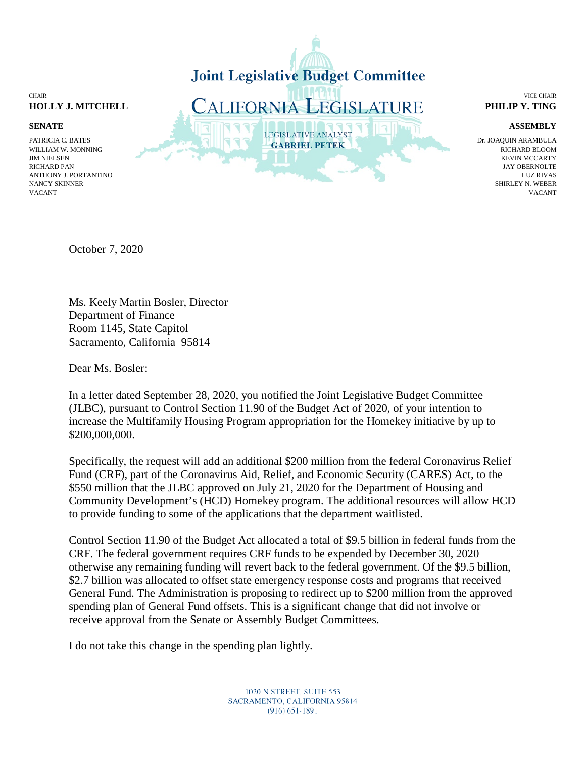# Joint Legislative Budget Committee

# CALIFORNIA LEGISLATURE

LEGISLATIVE ANALYST
**GABRIEL PETEK**

CHAIR
**HOLLY J. MITCHELL**

**SENATE**

PATRICIA C. BATES
WILLIAM W. MONNING
JIM NIELSEN
RICHARD PAN
ANTHONY J. PORTANTINO
NANCY SKINNER
VACANT

VICE CHAIR
**PHILIP Y. TING**

**ASSEMBLY**

Dr. JOAQUIN ARAMBULA
RICHARD BLOOM
KEVIN MCCARTY
JAY OBERNOLTE
LUZ RIVAS
SHIRLEY N. WEBER
VACANT

October 7, 2020

Ms. Keely Martin Bosler, Director
Department of Finance
Room 1145, State Capitol
Sacramento, California 95814

Dear Ms. Bosler:

In a letter dated September 28, 2020, you notified the Joint Legislative Budget Committee (JLBC), pursuant to Control Section 11.90 of the Budget Act of 2020, of your intention to increase the Multifamily Housing Program appropriation for the Homekey initiative by up to $200,000,000.

Specifically, the request will add an additional $200 million from the federal Coronavirus Relief Fund (CRF), part of the Coronavirus Aid, Relief, and Economic Security (CARES) Act, to the $550 million that the JLBC approved on July 21, 2020 for the Department of Housing and Community Development's (HCD) Homekey program. The additional resources will allow HCD to provide funding to some of the applications that the department waitlisted.

Control Section 11.90 of the Budget Act allocated a total of $9.5 billion in federal funds from the CRF. The federal government requires CRF funds to be expended by December 30, 2020 otherwise any remaining funding will revert back to the federal government. Of the $9.5 billion, $2.7 billion was allocated to offset state emergency response costs and programs that received General Fund. The Administration is proposing to redirect up to $200 million from the approved spending plan of General Fund offsets. This is a significant change that did not involve or receive approval from the Senate or Assembly Budget Committees.

I do not take this change in the spending plan lightly.

1020 N STREET, SUITE 553
SACRAMENTO, CALIFORNIA 95814
(916) 651-1891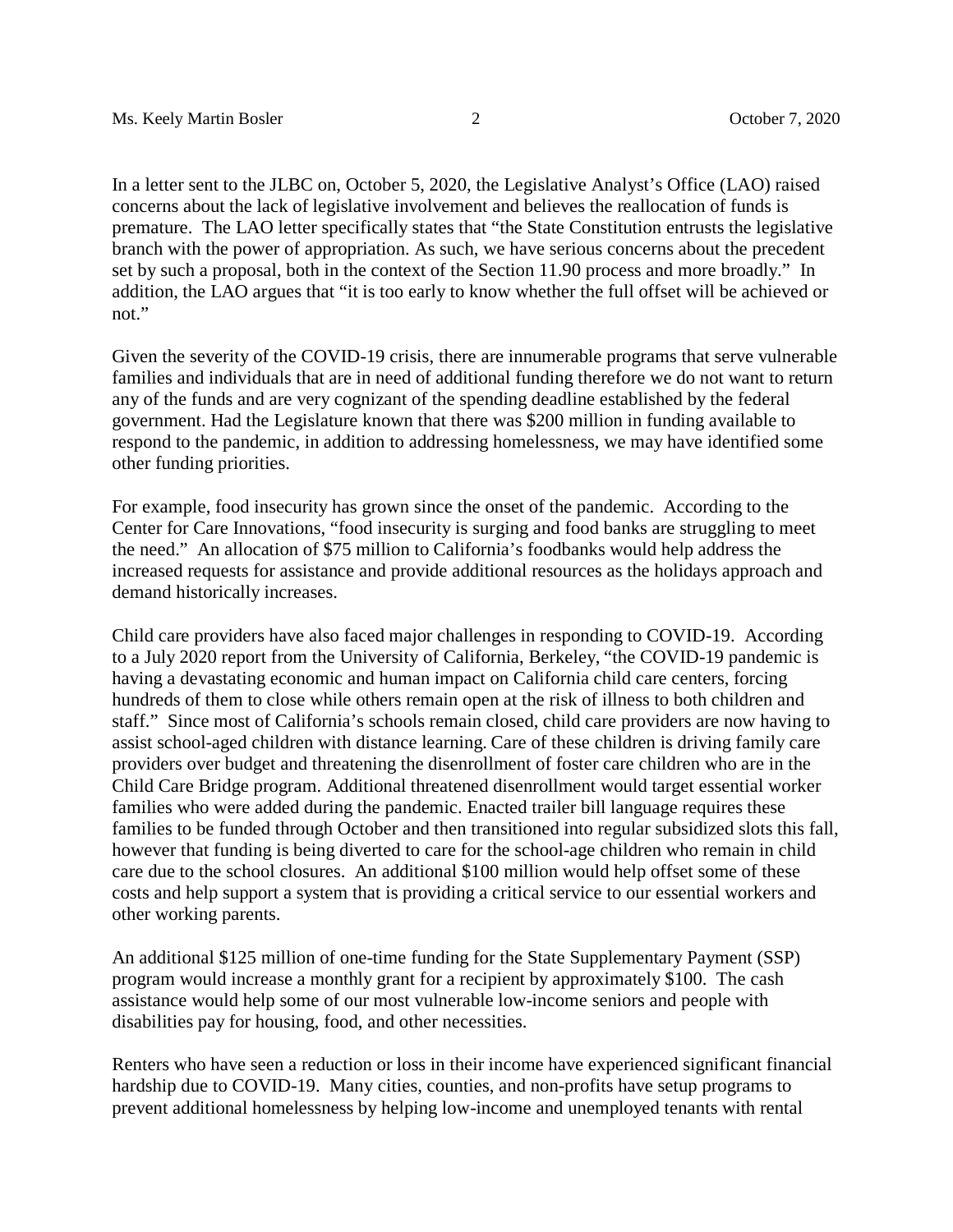In a letter sent to the JLBC on, October 5, 2020, the Legislative Analyst's Office (LAO) raised concerns about the lack of legislative involvement and believes the reallocation of funds is premature. The LAO letter specifically states that "the State Constitution entrusts the legislative branch with the power of appropriation. As such, we have serious concerns about the precedent set by such a proposal, both in the context of the Section 11.90 process and more broadly." In addition, the LAO argues that "it is too early to know whether the full offset will be achieved or not."

Given the severity of the COVID-19 crisis, there are innumerable programs that serve vulnerable families and individuals that are in need of additional funding therefore we do not want to return any of the funds and are very cognizant of the spending deadline established by the federal government. Had the Legislature known that there was $200 million in funding available to respond to the pandemic, in addition to addressing homelessness, we may have identified some other funding priorities.

For example, food insecurity has grown since the onset of the pandemic. According to the Center for Care Innovations, "food insecurity is surging and food banks are struggling to meet the need." An allocation of $75 million to California's foodbanks would help address the increased requests for assistance and provide additional resources as the holidays approach and demand historically increases.

Child care providers have also faced major challenges in responding to COVID-19. According to a July 2020 report from the University of California, Berkeley, "the COVID-19 pandemic is having a devastating economic and human impact on California child care centers, forcing hundreds of them to close while others remain open at the risk of illness to both children and staff." Since most of California's schools remain closed, child care providers are now having to assist school-aged children with distance learning. Care of these children is driving family care providers over budget and threatening the disenrollment of foster care children who are in the Child Care Bridge program. Additional threatened disenrollment would target essential worker families who were added during the pandemic. Enacted trailer bill language requires these families to be funded through October and then transitioned into regular subsidized slots this fall, however that funding is being diverted to care for the school-age children who remain in child care due to the school closures. An additional $100 million would help offset some of these costs and help support a system that is providing a critical service to our essential workers and other working parents.

An additional $125 million of one-time funding for the State Supplementary Payment (SSP) program would increase a monthly grant for a recipient by approximately $100. The cash assistance would help some of our most vulnerable low-income seniors and people with disabilities pay for housing, food, and other necessities.

Renters who have seen a reduction or loss in their income have experienced significant financial hardship due to COVID-19. Many cities, counties, and non-profits have setup programs to prevent additional homelessness by helping low-income and unemployed tenants with rental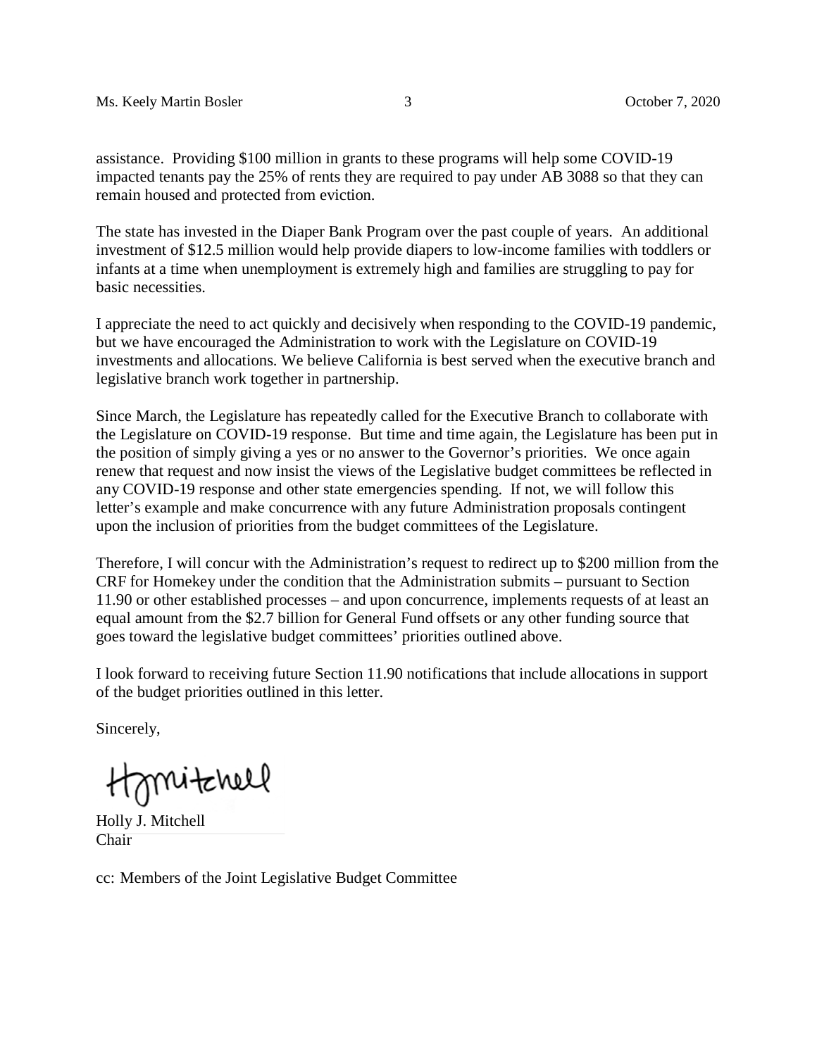assistance. Providing $100 million in grants to these programs will help some COVID-19 impacted tenants pay the 25% of rents they are required to pay under AB 3088 so that they can remain housed and protected from eviction.

The state has invested in the Diaper Bank Program over the past couple of years. An additional investment of $12.5 million would help provide diapers to low-income families with toddlers or infants at a time when unemployment is extremely high and families are struggling to pay for basic necessities.

I appreciate the need to act quickly and decisively when responding to the COVID-19 pandemic, but we have encouraged the Administration to work with the Legislature on COVID-19 investments and allocations. We believe California is best served when the executive branch and legislative branch work together in partnership.

Since March, the Legislature has repeatedly called for the Executive Branch to collaborate with the Legislature on COVID-19 response. But time and time again, the Legislature has been put in the position of simply giving a yes or no answer to the Governor's priorities. We once again renew that request and now insist the views of the Legislative budget committees be reflected in any COVID-19 response and other state emergencies spending. If not, we will follow this letter's example and make concurrence with any future Administration proposals contingent upon the inclusion of priorities from the budget committees of the Legislature.

Therefore, I will concur with the Administration's request to redirect up to $200 million from the CRF for Homekey under the condition that the Administration submits – pursuant to Section 11.90 or other established processes – and upon concurrence, implements requests of at least an equal amount from the $2.7 billion for General Fund offsets or any other funding source that goes toward the legislative budget committees' priorities outlined above.

I look forward to receiving future Section 11.90 notifications that include allocations in support of the budget priorities outlined in this letter.

Sincerely,

HJMitchell

Holly J. Mitchell
Chair

cc: Members of the Joint Legislative Budget Committee